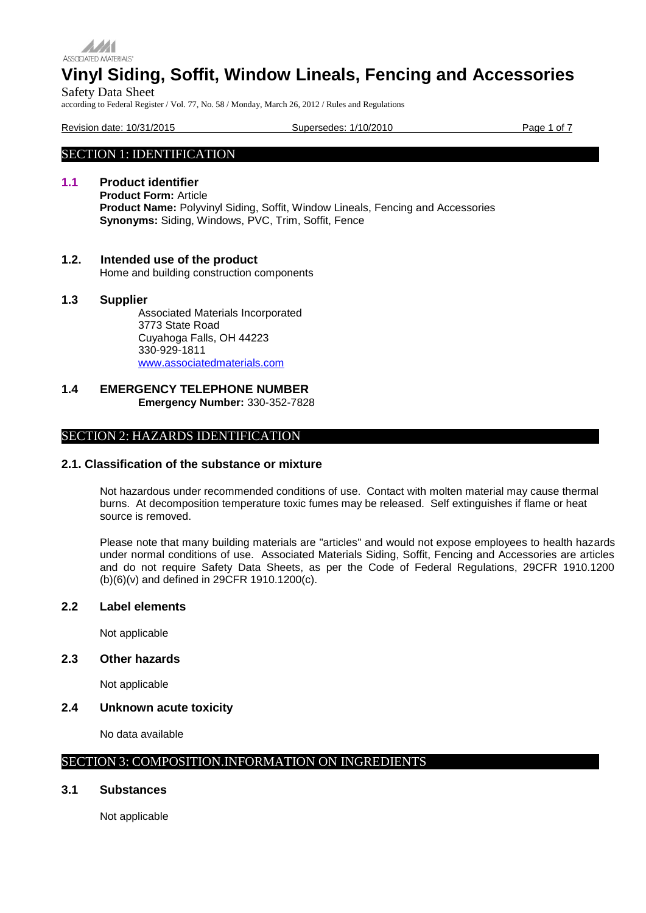ASSOCIATED MATERIALS

# Vinyl Siding, Soffit, Window Lineals, Fencing and Accessories

Safety Data Sheet

according to Federal Register / Vol. 77, No. 58 / Monday, March 26, 2012 / Rules and Regulations

Revision date: 10/31/2015 Supersedes: 1/10/2010

## SECTION 1: IDENTIFICATION

### 1.1 Product identifier

**Product Form:** Article
**Product Name:** Polyvinyl Siding, Soffit, Window Lineals, Fencing and Accessories
**Synonyms:** Siding, Windows, PVC, Trim, Soffit, Fence

### 1.2. Intended use of the product

Home and building construction components

### 1.3 Supplier

Associated Materials Incorporated
3773 State Road
Cuyahoga Falls, OH 44223
330-929-1811
www.associatedmaterials.com

### 1.4 EMERGENCY TELEPHONE NUMBER

**Emergency Number:** 330-352-7828

## SECTION 2: HAZARDS IDENTIFICATION

### 2.1. Classification of the substance or mixture

Not hazardous under recommended conditions of use. Contact with molten material may cause thermal burns. At decomposition temperature toxic fumes may be released. Self extinguishes if flame or heat source is removed.

Please note that many building materials are "articles" and would not expose employees to health hazards under normal conditions of use. Associated Materials Siding, Soffit, Fencing and Accessories are articles and do not require Safety Data Sheets, as per the Code of Federal Regulations, 29CFR 1910.1200 (b)(6)(v) and defined in 29CFR 1910.1200(c).

### 2.2 Label elements

Not applicable

### 2.3 Other hazards

Not applicable

### 2.4 Unknown acute toxicity

No data available

## SECTION 3: COMPOSITION.INFORMATION ON INGREDIENTS

### 3.1 Substances

Not applicable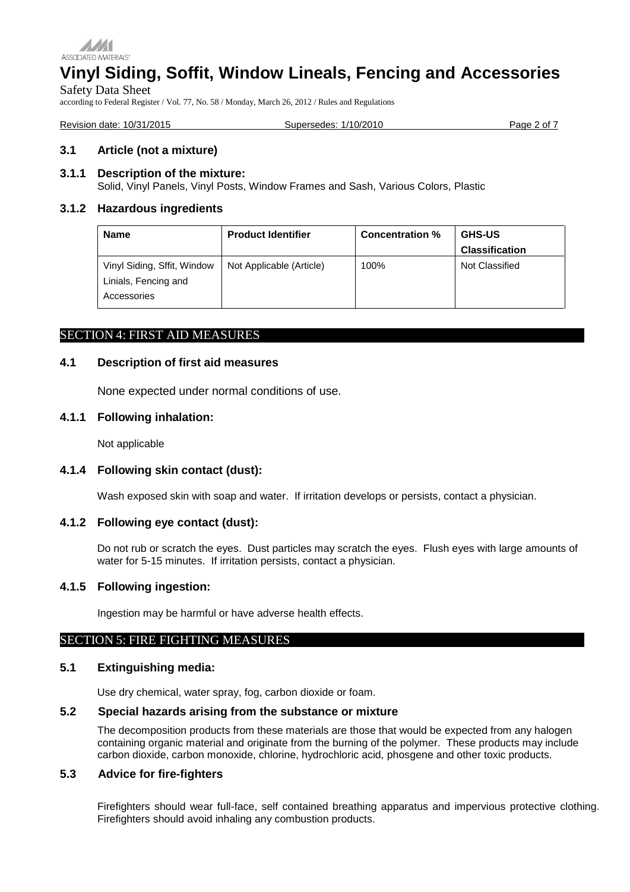### 3.1 Article (not a mixture)

#### 3.1.1 Description of the mixture:

Solid, Vinyl Panels, Vinyl Posts, Window Frames and Sash, Various Colors, Plastic

#### 3.1.2 Hazardous ingredients

| Name | Product Identifier | Concentration % | GHS-US Classification |
| --- | --- | --- | --- |
| Vinyl Siding, Sffit, Window Linials, Fencing and Accessories | Not Applicable (Article) | 100% | Not Classified |

## SECTION 4: FIRST AID MEASURES

### 4.1 Description of first aid measures

None expected under normal conditions of use.

#### 4.1.1 Following inhalation:

Not applicable

#### 4.1.4 Following skin contact (dust):

Wash exposed skin with soap and water. If irritation develops or persists, contact a physician.

#### 4.1.2 Following eye contact (dust):

Do not rub or scratch the eyes. Dust particles may scratch the eyes. Flush eyes with large amounts of water for 5-15 minutes. If irritation persists, contact a physician.

#### 4.1.5 Following ingestion:

Ingestion may be harmful or have adverse health effects.

## SECTION 5: FIRE FIGHTING MEASURES

### 5.1 Extinguishing media:

Use dry chemical, water spray, fog, carbon dioxide or foam.

### 5.2 Special hazards arising from the substance or mixture

The decomposition products from these materials are those that would be expected from any halogen containing organic material and originate from the burning of the polymer. These products may include carbon dioxide, carbon monoxide, chlorine, hydrochloric acid, phosgene and other toxic products.

### 5.3 Advice for fire-fighters

Firefighters should wear full-face, self contained breathing apparatus and impervious protective clothing. Firefighters should avoid inhaling any combustion products.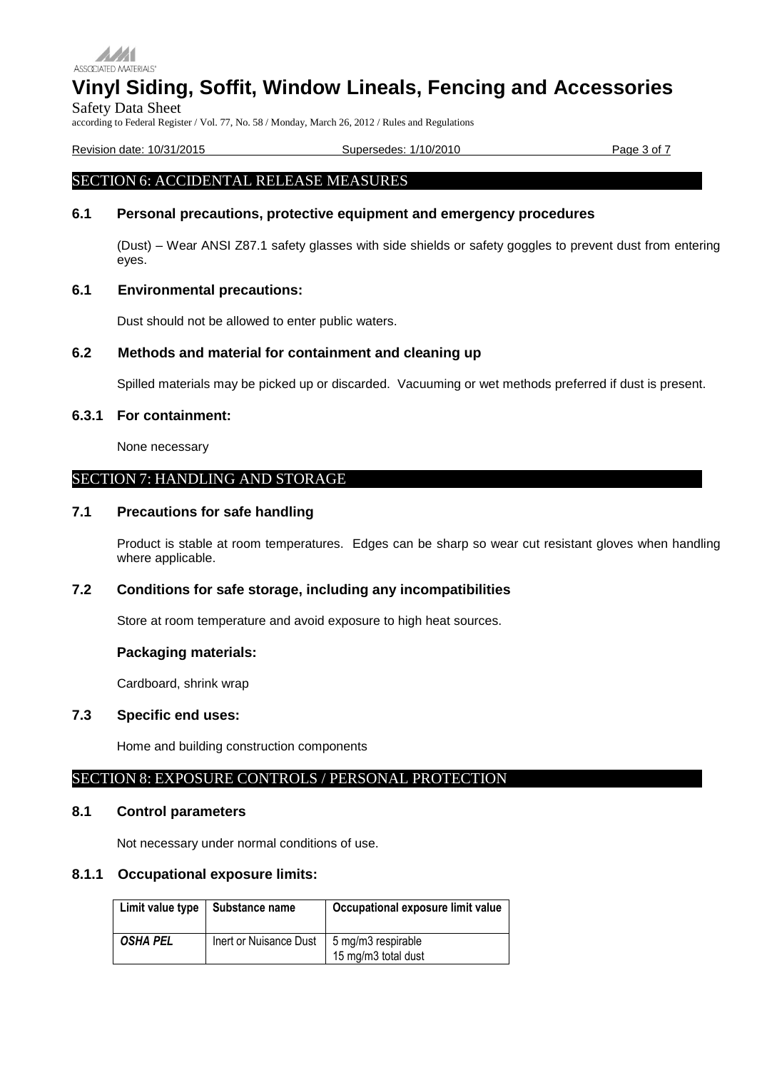## SECTION 6: ACCIDENTAL RELEASE MEASURES

### 6.1 Personal precautions, protective equipment and emergency procedures

(Dust) – Wear ANSI Z87.1 safety glasses with side shields or safety goggles to prevent dust from entering eyes.

### 6.1 Environmental precautions:

Dust should not be allowed to enter public waters.

### 6.2 Methods and material for containment and cleaning up

Spilled materials may be picked up or discarded. Vacuuming or wet methods preferred if dust is present.

### 6.3.1 For containment:

None necessary

## SECTION 7: HANDLING AND STORAGE

### 7.1 Precautions for safe handling

Product is stable at room temperatures. Edges can be sharp so wear cut resistant gloves when handling where applicable.

### 7.2 Conditions for safe storage, including any incompatibilities

Store at room temperature and avoid exposure to high heat sources.

### Packaging materials:

Cardboard, shrink wrap

### 7.3 Specific end uses:

Home and building construction components

## SECTION 8: EXPOSURE CONTROLS / PERSONAL PROTECTION

### 8.1 Control parameters

Not necessary under normal conditions of use.

### 8.1.1 Occupational exposure limits:

| Limit value type | Substance name | Occupational exposure limit value |
|---|---|---|
| ***OSHA PEL*** | Inert or Nuisance Dust | 5 mg/m3 respirable<br>15 mg/m3 total dust |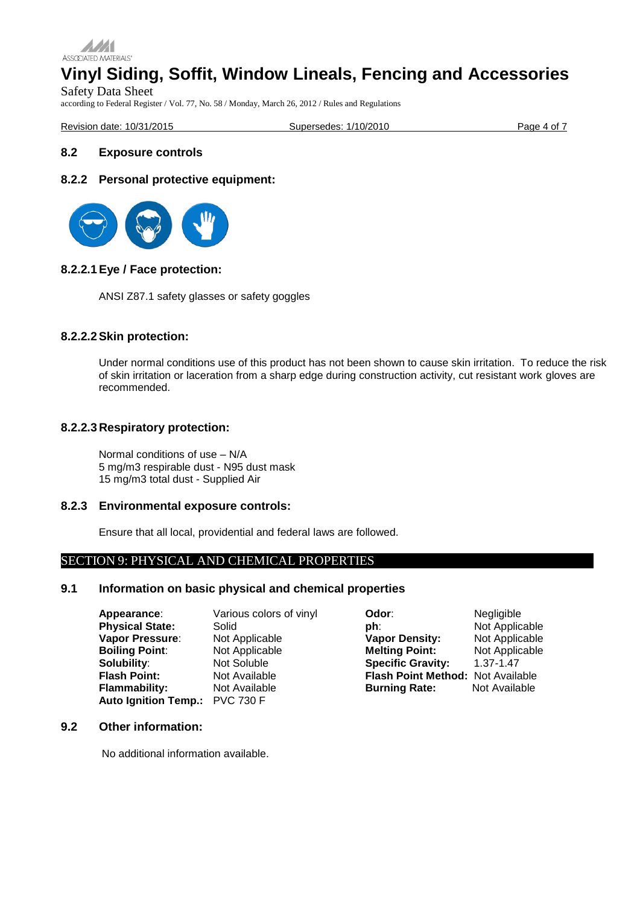## 8.2 Exposure controls

### 8.2.2 Personal protective equipment:

#### 8.2.2.1 Eye / Face protection:

ANSI Z87.1 safety glasses or safety goggles

#### 8.2.2.2 Skin protection:

Under normal conditions use of this product has not been shown to cause skin irritation. To reduce the risk of skin irritation or laceration from a sharp edge during construction activity, cut resistant work gloves are recommended.

#### 8.2.2.3 Respiratory protection:

Normal conditions of use – N/A
5 mg/m3 respirable dust - N95 dust mask
15 mg/m3 total dust - Supplied Air

### 8.2.3 Environmental exposure controls:

Ensure that all local, providential and federal laws are followed.

# SECTION 9: PHYSICAL AND CHEMICAL PROPERTIES

## 9.1 Information on basic physical and chemical properties

| | | | |
|---|---|---|---|
| **Appearance**: | Various colors of vinyl | **Odor**: | Negligible |
| **Physical State:** | Solid | **ph**: | Not Applicable |
| **Vapor Pressure**: | Not Applicable | **Vapor Density:** | Not Applicable |
| **Boiling Point**: | Not Applicable | **Melting Point:** | Not Applicable |
| **Solubility**: | Not Soluble | **Specific Gravity:** | 1.37-1.47 |
| **Flash Point:** | Not Available | **Flash Point Method:** | Not Available |
| **Flammability:** | Not Available | **Burning Rate:** | Not Available |
| **Auto Ignition Temp.:** | PVC 730 F | | |

## 9.2 Other information:

No additional information available.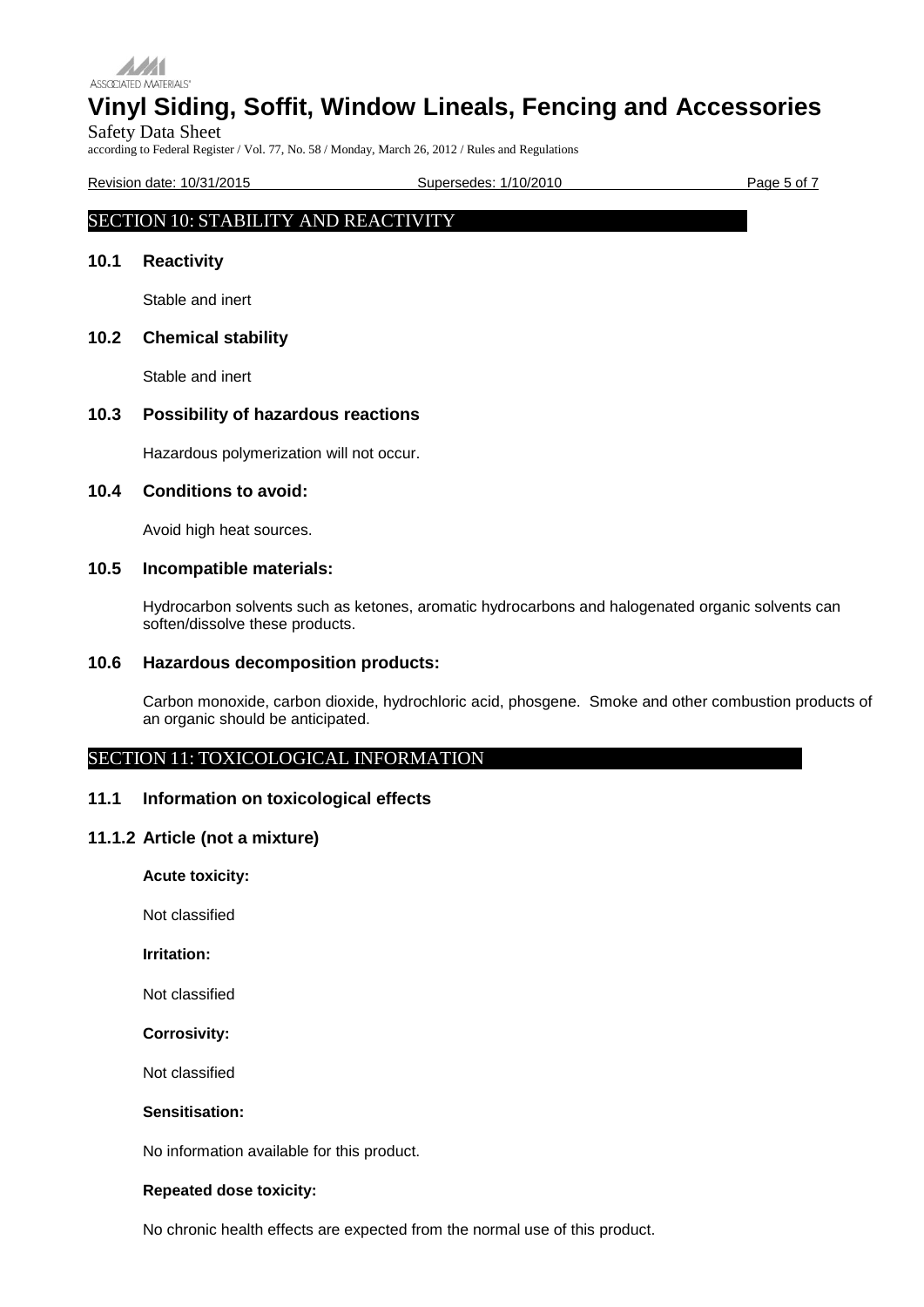## SECTION 10: STABILITY AND REACTIVITY

### 10.1 Reactivity

Stable and inert

### 10.2 Chemical stability

Stable and inert

### 10.3 Possibility of hazardous reactions

Hazardous polymerization will not occur.

### 10.4 Conditions to avoid:

Avoid high heat sources.

### 10.5 Incompatible materials:

Hydrocarbon solvents such as ketones, aromatic hydrocarbons and halogenated organic solvents can soften/dissolve these products.

### 10.6 Hazardous decomposition products:

Carbon monoxide, carbon dioxide, hydrochloric acid, phosgene. Smoke and other combustion products of an organic should be anticipated.

## SECTION 11: TOXICOLOGICAL INFORMATION

### 11.1 Information on toxicological effects

### 11.1.2 Article (not a mixture)

**Acute toxicity:**

Not classified

**Irritation:**

Not classified

**Corrosivity:**

Not classified

**Sensitisation:**

No information available for this product.

**Repeated dose toxicity:**

No chronic health effects are expected from the normal use of this product.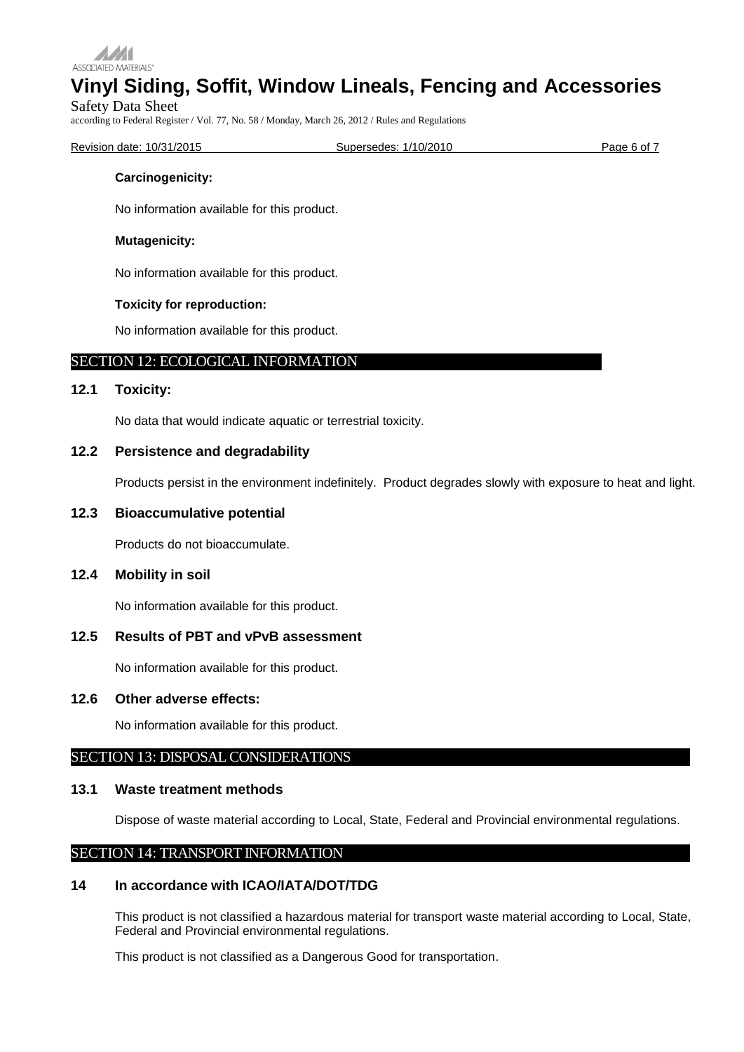**Carcinogenicity:**

No information available for this product.

**Mutagenicity:**

No information available for this product.

**Toxicity for reproduction:**

No information available for this product.

## SECTION 12: ECOLOGICAL INFORMATION

### 12.1 Toxicity:

No data that would indicate aquatic or terrestrial toxicity.

### 12.2 Persistence and degradability

Products persist in the environment indefinitely. Product degrades slowly with exposure to heat and light.

### 12.3 Bioaccumulative potential

Products do not bioaccumulate.

### 12.4 Mobility in soil

No information available for this product.

### 12.5 Results of PBT and vPvB assessment

No information available for this product.

### 12.6 Other adverse effects:

No information available for this product.

## SECTION 13: DISPOSAL CONSIDERATIONS

### 13.1 Waste treatment methods

Dispose of waste material according to Local, State, Federal and Provincial environmental regulations.

## SECTION 14: TRANSPORT INFORMATION

### 14 In accordance with ICAO/IATA/DOT/TDG

This product is not classified a hazardous material for transport waste material according to Local, State, Federal and Provincial environmental regulations.

This product is not classified as a Dangerous Good for transportation.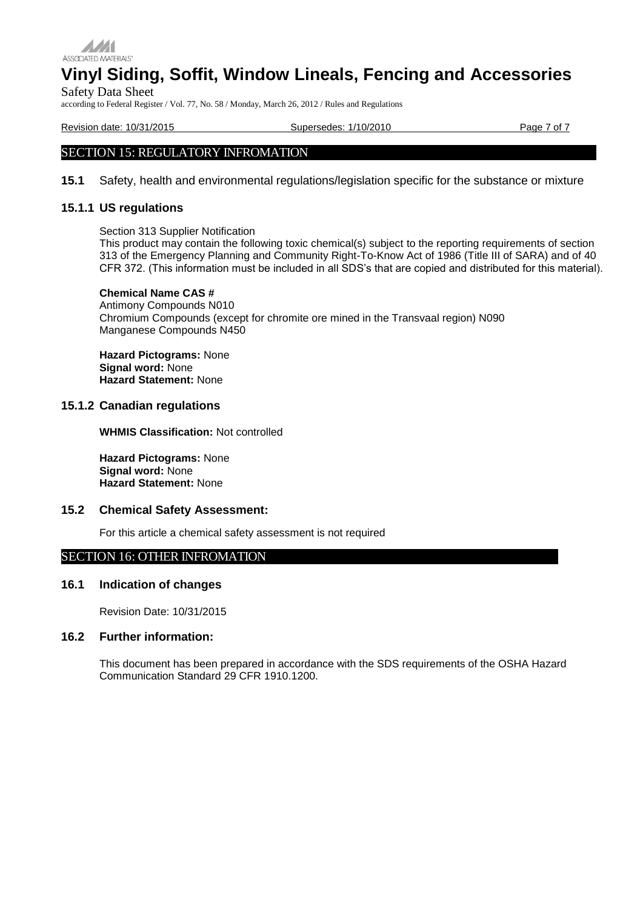## SECTION 15: REGULATORY INFROMATION

### 15.1 Safety, health and environmental regulations/legislation specific for the substance or mixture

### 15.1.1 US regulations

Section 313 Supplier Notification
This product may contain the following toxic chemical(s) subject to the reporting requirements of section 313 of the Emergency Planning and Community Right-To-Know Act of 1986 (Title III of SARA) and of 40 CFR 372. (This information must be included in all SDS's that are copied and distributed for this material).

**Chemical Name CAS #**
Antimony Compounds N010
Chromium Compounds (except for chromite ore mined in the Transvaal region) N090
Manganese Compounds N450

**Hazard Pictograms:** None
**Signal word:** None
**Hazard Statement:** None

### 15.1.2 Canadian regulations

**WHMIS Classification:** Not controlled

**Hazard Pictograms:** None
**Signal word:** None
**Hazard Statement:** None

### 15.2 Chemical Safety Assessment:

For this article a chemical safety assessment is not required

## SECTION 16: OTHER INFROMATION

### 16.1 Indication of changes

Revision Date: 10/31/2015

### 16.2 Further information:

This document has been prepared in accordance with the SDS requirements of the OSHA Hazard Communication Standard 29 CFR 1910.1200.